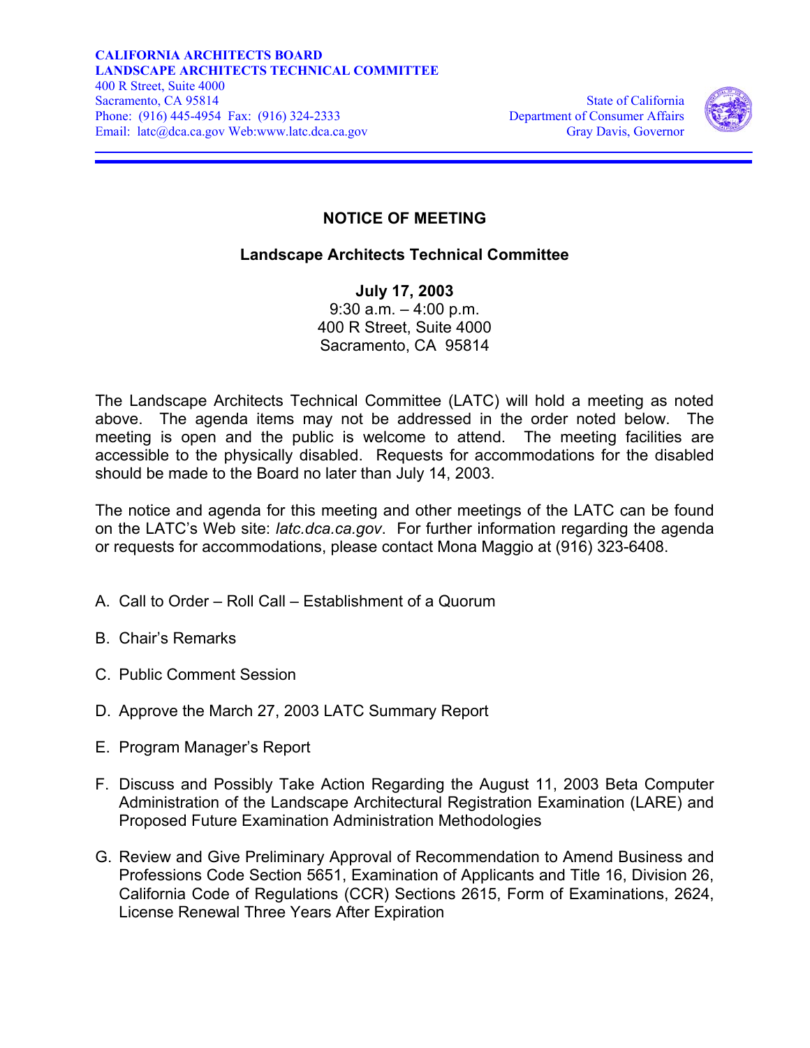**CALIFORNIA ARCHITECTS BOARD**
**LANDSCAPE ARCHITECTS TECHNICAL COMMITTEE**
400 R Street, Suite 4000
Sacramento, CA 95814
Phone: (916) 445-4954 Fax: (916) 324-2333
Email: latc@dca.ca.gov Web:www.latc.dca.ca.gov

State of California
Department of Consumer Affairs
Gray Davis, Governor

# NOTICE OF MEETING

## Landscape Architects Technical Committee

**July 17, 2003**
9:30 a.m. – 4:00 p.m.
400 R Street, Suite 4000
Sacramento, CA 95814

The Landscape Architects Technical Committee (LATC) will hold a meeting as noted above. The agenda items may not be addressed in the order noted below. The meeting is open and the public is welcome to attend. The meeting facilities are accessible to the physically disabled. Requests for accommodations for the disabled should be made to the Board no later than July 14, 2003.

The notice and agenda for this meeting and other meetings of the LATC can be found on the LATC's Web site: *latc.dca.ca.gov*. For further information regarding the agenda or requests for accommodations, please contact Mona Maggio at (916) 323-6408.

A. Call to Order – Roll Call – Establishment of a Quorum

B. Chair's Remarks

C. Public Comment Session

D. Approve the March 27, 2003 LATC Summary Report

E. Program Manager's Report

F. Discuss and Possibly Take Action Regarding the August 11, 2003 Beta Computer Administration of the Landscape Architectural Registration Examination (LARE) and Proposed Future Examination Administration Methodologies

G. Review and Give Preliminary Approval of Recommendation to Amend Business and Professions Code Section 5651, Examination of Applicants and Title 16, Division 26, California Code of Regulations (CCR) Sections 2615, Form of Examinations, 2624, License Renewal Three Years After Expiration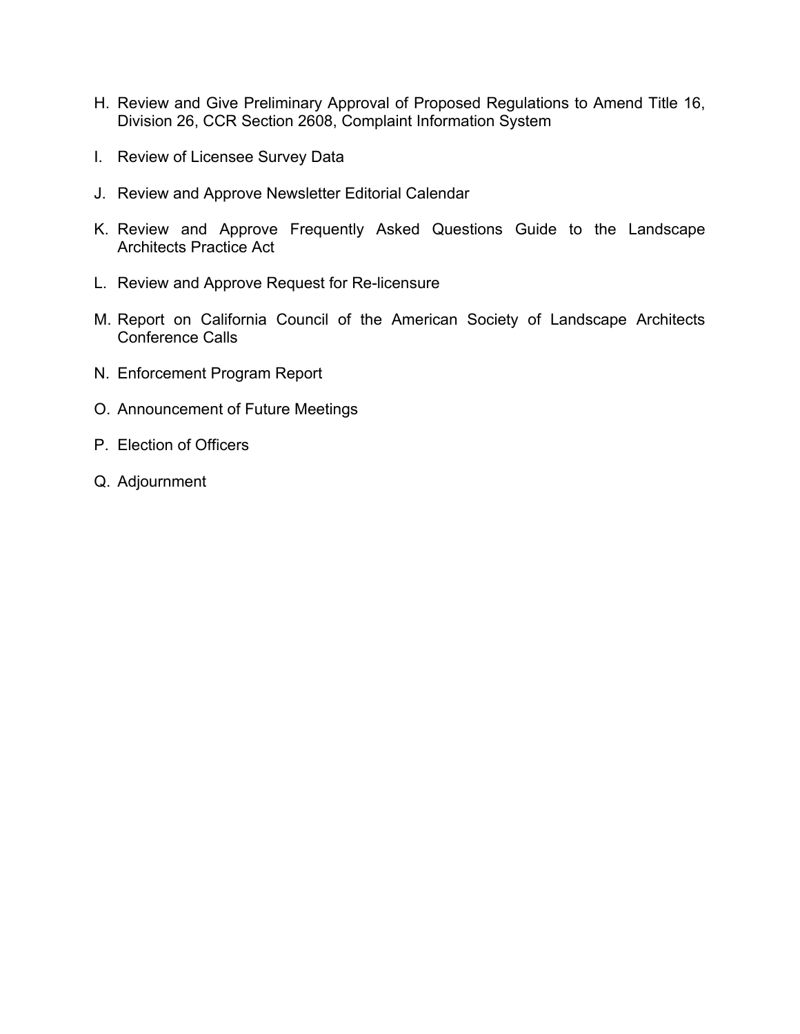H. Review and Give Preliminary Approval of Proposed Regulations to Amend Title 16, Division 26, CCR Section 2608, Complaint Information System

I. Review of Licensee Survey Data

J. Review and Approve Newsletter Editorial Calendar

K. Review and Approve Frequently Asked Questions Guide to the Landscape Architects Practice Act

L. Review and Approve Request for Re-licensure

M. Report on California Council of the American Society of Landscape Architects Conference Calls

N. Enforcement Program Report

O. Announcement of Future Meetings

P. Election of Officers

Q. Adjournment